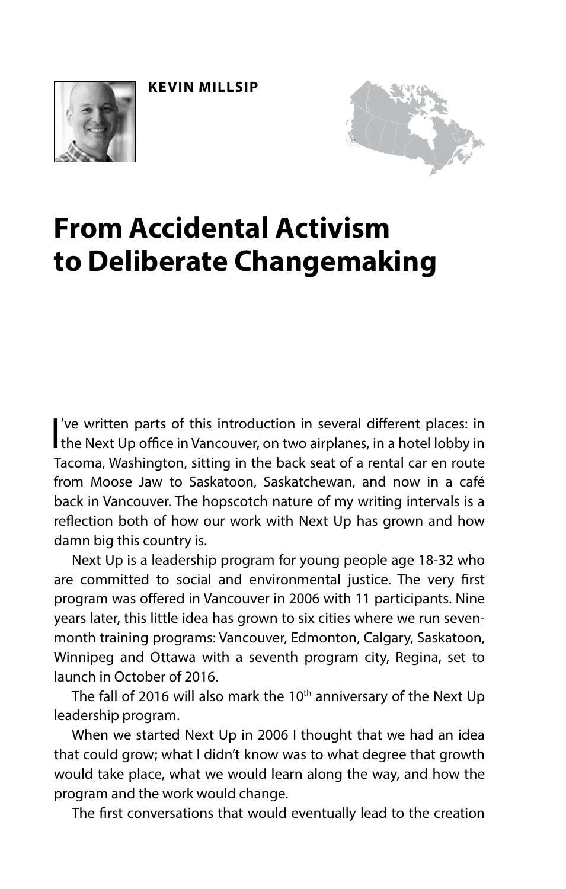**KEVIN MILLSIP**

# From Accidental Activism to Deliberate Changemaking

I've written parts of this introduction in several different places: in the Next Up office in Vancouver, on two airplanes, in a hotel lobby in Tacoma, Washington, sitting in the back seat of a rental car en route from Moose Jaw to Saskatoon, Saskatchewan, and now in a café back in Vancouver. The hopscotch nature of my writing intervals is a reflection both of how our work with Next Up has grown and how damn big this country is.

Next Up is a leadership program for young people age 18-32 who are committed to social and environmental justice. The very first program was offered in Vancouver in 2006 with 11 participants. Nine years later, this little idea has grown to six cities where we run seven-month training programs: Vancouver, Edmonton, Calgary, Saskatoon, Winnipeg and Ottawa with a seventh program city, Regina, set to launch in October of 2016.

The fall of 2016 will also mark the 10th anniversary of the Next Up leadership program.

When we started Next Up in 2006 I thought that we had an idea that could grow; what I didn't know was to what degree that growth would take place, what we would learn along the way, and how the program and the work would change.

The first conversations that would eventually lead to the creation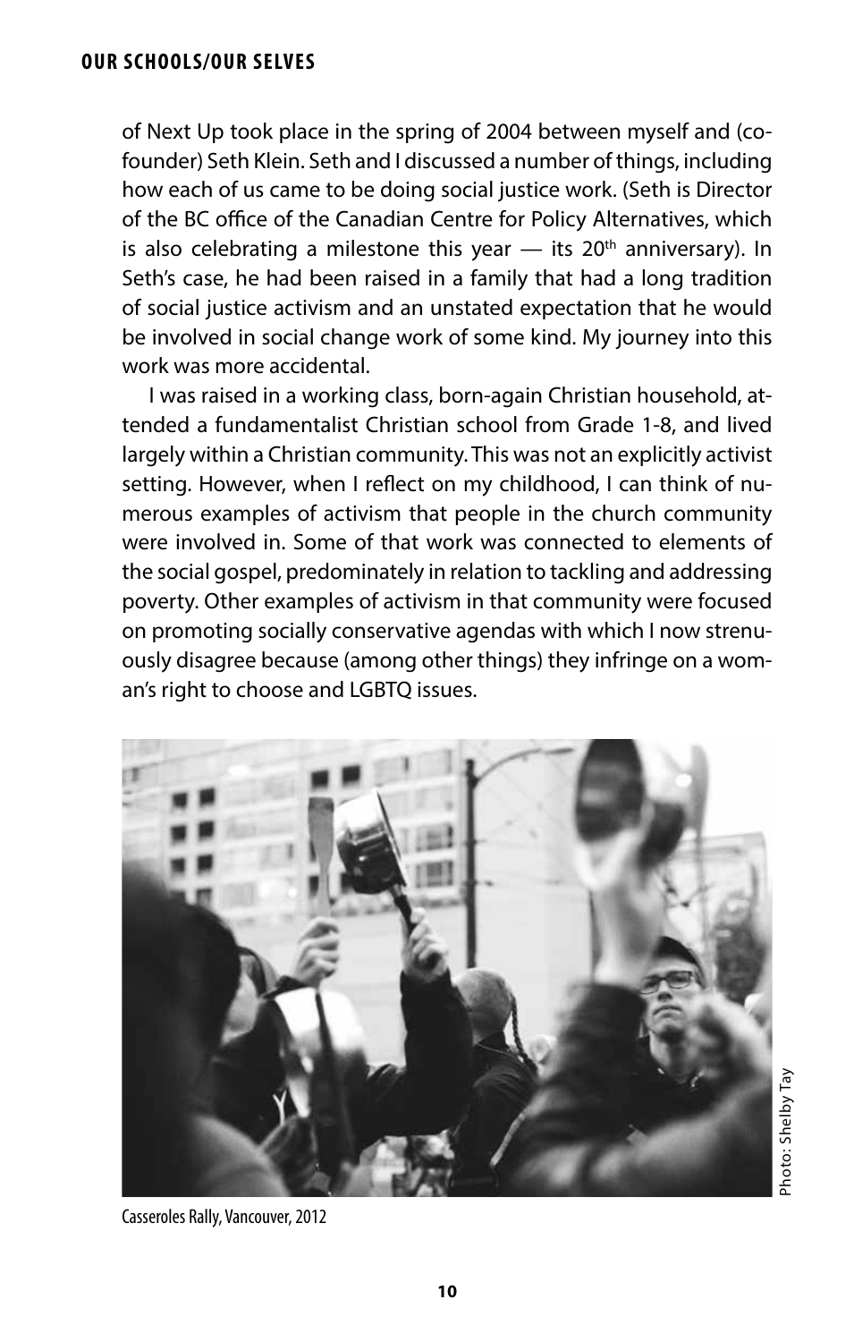of Next Up took place in the spring of 2004 between myself and (co-founder) Seth Klein. Seth and I discussed a number of things, including how each of us came to be doing social justice work. (Seth is Director of the BC office of the Canadian Centre for Policy Alternatives, which is also celebrating a milestone this year — its 20th anniversary). In Seth's case, he had been raised in a family that had a long tradition of social justice activism and an unstated expectation that he would be involved in social change work of some kind. My journey into this work was more accidental.

I was raised in a working class, born-again Christian household, attended a fundamentalist Christian school from Grade 1-8, and lived largely within a Christian community. This was not an explicitly activist setting. However, when I reflect on my childhood, I can think of numerous examples of activism that people in the church community were involved in. Some of that work was connected to elements of the social gospel, predominately in relation to tackling and addressing poverty. Other examples of activism in that community were focused on promoting socially conservative agendas with which I now strenuously disagree because (among other things) they infringe on a woman's right to choose and LGBTQ issues.

Photo: Shelby Tay

Casseroles Rally, Vancouver, 2012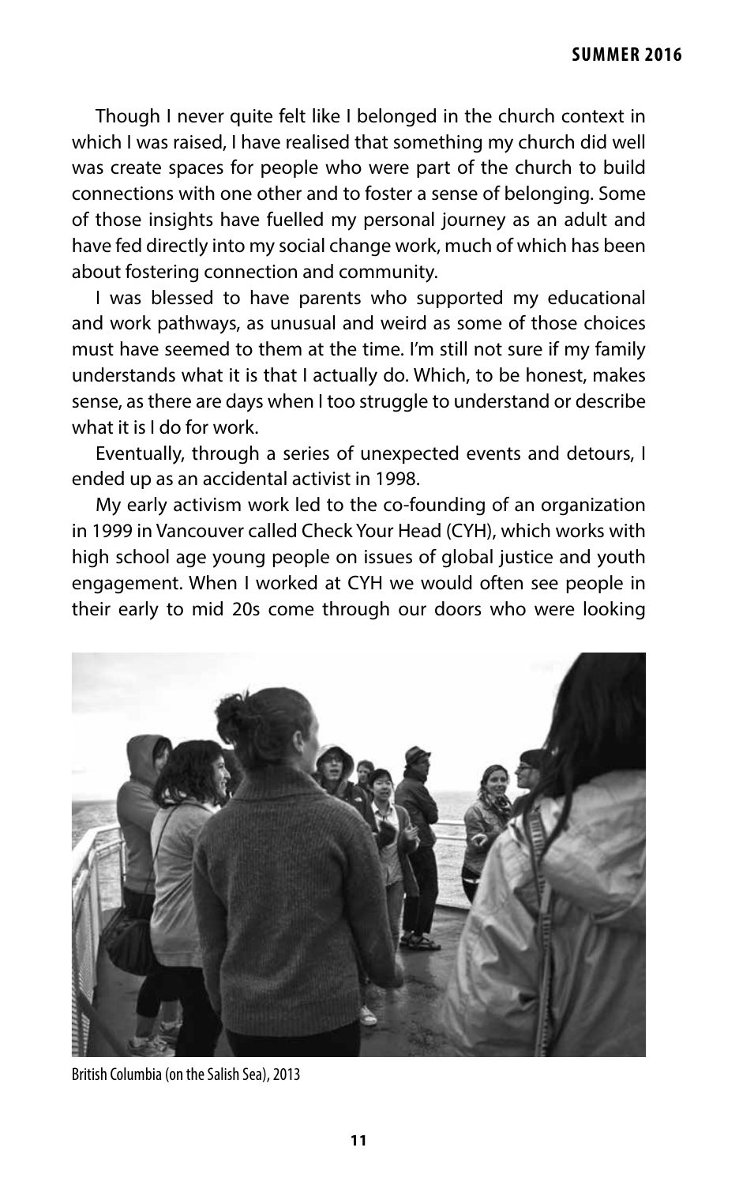Though I never quite felt like I belonged in the church context in which I was raised, I have realised that something my church did well was create spaces for people who were part of the church to build connections with one other and to foster a sense of belonging. Some of those insights have fuelled my personal journey as an adult and have fed directly into my social change work, much of which has been about fostering connection and community.

I was blessed to have parents who supported my educational and work pathways, as unusual and weird as some of those choices must have seemed to them at the time. I'm still not sure if my family understands what it is that I actually do. Which, to be honest, makes sense, as there are days when I too struggle to understand or describe what it is I do for work.

Eventually, through a series of unexpected events and detours, I ended up as an accidental activist in 1998.

My early activism work led to the co-founding of an organization in 1999 in Vancouver called Check Your Head (CYH), which works with high school age young people on issues of global justice and youth engagement. When I worked at CYH we would often see people in their early to mid 20s come through our doors who were looking

British Columbia (on the Salish Sea), 2013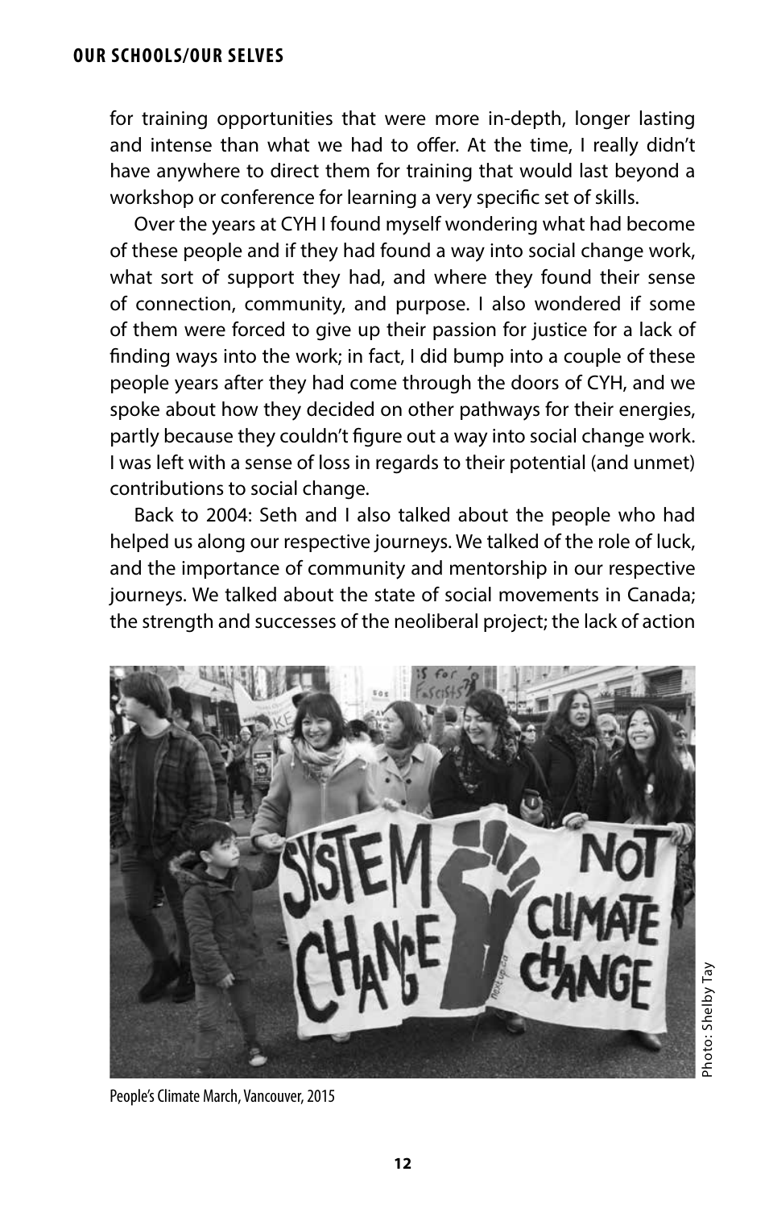for training opportunities that were more in-depth, longer lasting and intense than what we had to offer. At the time, I really didn't have anywhere to direct them for training that would last beyond a workshop or conference for learning a very specific set of skills.

Over the years at CYH I found myself wondering what had become of these people and if they had found a way into social change work, what sort of support they had, and where they found their sense of connection, community, and purpose. I also wondered if some of them were forced to give up their passion for justice for a lack of finding ways into the work; in fact, I did bump into a couple of these people years after they had come through the doors of CYH, and we spoke about how they decided on other pathways for their energies, partly because they couldn't figure out a way into social change work. I was left with a sense of loss in regards to their potential (and unmet) contributions to social change.

Back to 2004: Seth and I also talked about the people who had helped us along our respective journeys. We talked of the role of luck, and the importance of community and mentorship in our respective journeys. We talked about the state of social movements in Canada; the strength and successes of the neoliberal project; the lack of action

Photo: Shelby Tay

People's Climate March, Vancouver, 2015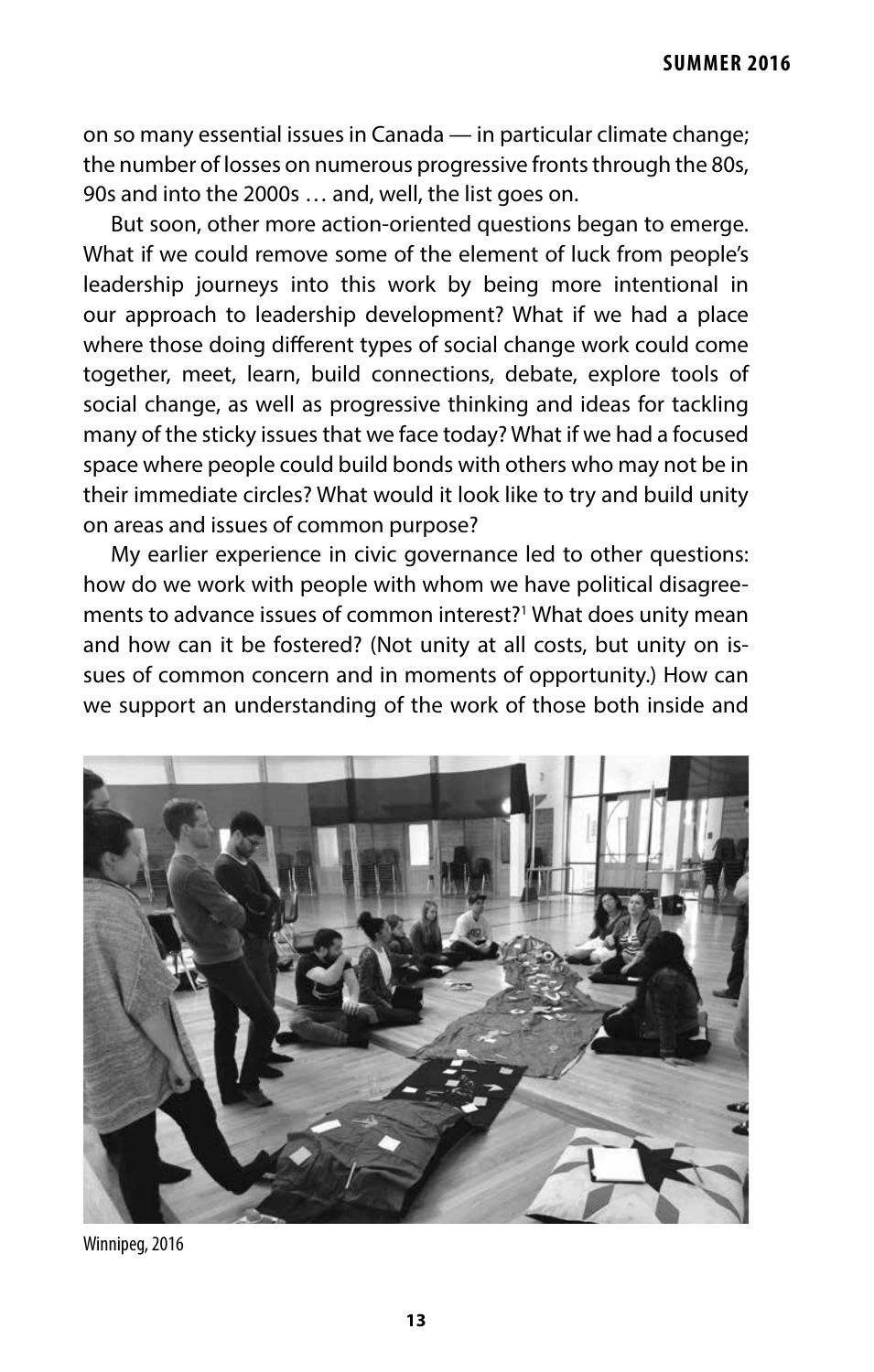on so many essential issues in Canada — in particular climate change; the number of losses on numerous progressive fronts through the 80s, 90s and into the 2000s … and, well, the list goes on.

But soon, other more action-oriented questions began to emerge. What if we could remove some of the element of luck from people's leadership journeys into this work by being more intentional in our approach to leadership development? What if we had a place where those doing different types of social change work could come together, meet, learn, build connections, debate, explore tools of social change, as well as progressive thinking and ideas for tackling many of the sticky issues that we face today? What if we had a focused space where people could build bonds with others who may not be in their immediate circles? What would it look like to try and build unity on areas and issues of common purpose?

My earlier experience in civic governance led to other questions: how do we work with people with whom we have political disagreements to advance issues of common interest?[1] What does unity mean and how can it be fostered? (Not unity at all costs, but unity on issues of common concern and in moments of opportunity.) How can we support an understanding of the work of those both inside and

Winnipeg, 2016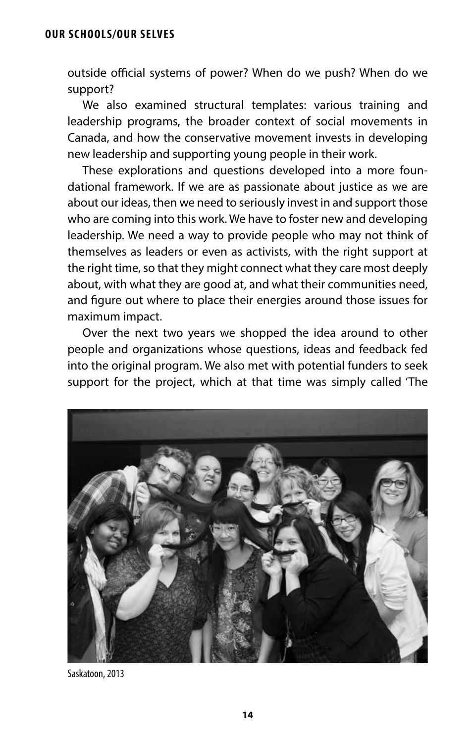outside official systems of power? When do we push? When do we support?

We also examined structural templates: various training and leadership programs, the broader context of social movements in Canada, and how the conservative movement invests in developing new leadership and supporting young people in their work.

These explorations and questions developed into a more foundational framework. If we are as passionate about justice as we are about our ideas, then we need to seriously invest in and support those who are coming into this work. We have to foster new and developing leadership. We need a way to provide people who may not think of themselves as leaders or even as activists, with the right support at the right time, so that they might connect what they care most deeply about, with what they are good at, and what their communities need, and figure out where to place their energies around those issues for maximum impact.

Over the next two years we shopped the idea around to other people and organizations whose questions, ideas and feedback fed into the original program. We also met with potential funders to seek support for the project, which at that time was simply called 'The

Saskatoon, 2013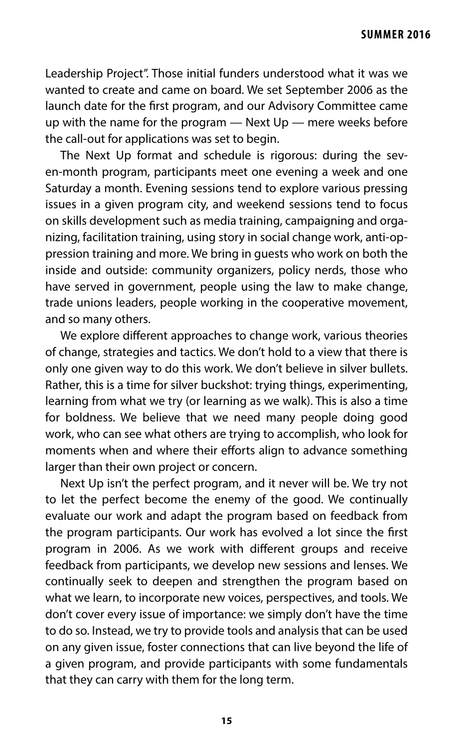Leadership Project". Those initial funders understood what it was we wanted to create and came on board. We set September 2006 as the launch date for the first program, and our Advisory Committee came up with the name for the program — Next Up — mere weeks before the call-out for applications was set to begin.

The Next Up format and schedule is rigorous: during the seven-month program, participants meet one evening a week and one Saturday a month. Evening sessions tend to explore various pressing issues in a given program city, and weekend sessions tend to focus on skills development such as media training, campaigning and organizing, facilitation training, using story in social change work, anti-oppression training and more. We bring in guests who work on both the inside and outside: community organizers, policy nerds, those who have served in government, people using the law to make change, trade unions leaders, people working in the cooperative movement, and so many others.

We explore different approaches to change work, various theories of change, strategies and tactics. We don't hold to a view that there is only one given way to do this work. We don't believe in silver bullets. Rather, this is a time for silver buckshot: trying things, experimenting, learning from what we try (or learning as we walk). This is also a time for boldness. We believe that we need many people doing good work, who can see what others are trying to accomplish, who look for moments when and where their efforts align to advance something larger than their own project or concern.

Next Up isn't the perfect program, and it never will be. We try not to let the perfect become the enemy of the good. We continually evaluate our work and adapt the program based on feedback from the program participants. Our work has evolved a lot since the first program in 2006. As we work with different groups and receive feedback from participants, we develop new sessions and lenses. We continually seek to deepen and strengthen the program based on what we learn, to incorporate new voices, perspectives, and tools. We don't cover every issue of importance: we simply don't have the time to do so. Instead, we try to provide tools and analysis that can be used on any given issue, foster connections that can live beyond the life of a given program, and provide participants with some fundamentals that they can carry with them for the long term.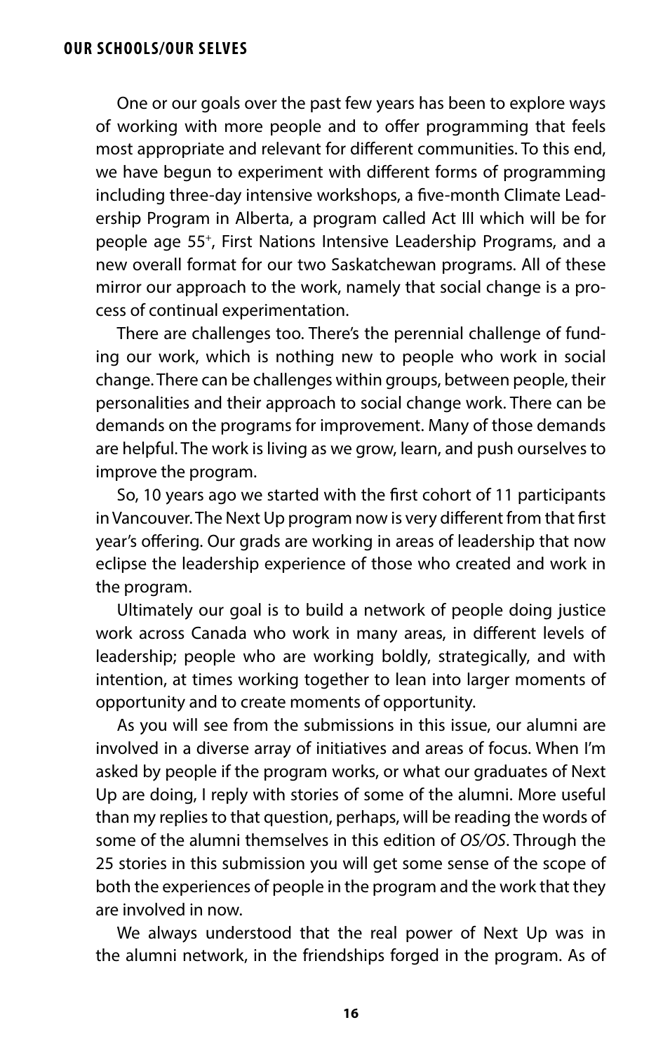One or our goals over the past few years has been to explore ways of working with more people and to offer programming that feels most appropriate and relevant for different communities. To this end, we have begun to experiment with different forms of programming including three-day intensive workshops, a five-month Climate Leadership Program in Alberta, a program called Act III which will be for people age 55+, First Nations Intensive Leadership Programs, and a new overall format for our two Saskatchewan programs. All of these mirror our approach to the work, namely that social change is a process of continual experimentation.

There are challenges too. There's the perennial challenge of funding our work, which is nothing new to people who work in social change. There can be challenges within groups, between people, their personalities and their approach to social change work. There can be demands on the programs for improvement. Many of those demands are helpful. The work is living as we grow, learn, and push ourselves to improve the program.

So, 10 years ago we started with the first cohort of 11 participants in Vancouver. The Next Up program now is very different from that first year's offering. Our grads are working in areas of leadership that now eclipse the leadership experience of those who created and work in the program.

Ultimately our goal is to build a network of people doing justice work across Canada who work in many areas, in different levels of leadership; people who are working boldly, strategically, and with intention, at times working together to lean into larger moments of opportunity and to create moments of opportunity.

As you will see from the submissions in this issue, our alumni are involved in a diverse array of initiatives and areas of focus. When I'm asked by people if the program works, or what our graduates of Next Up are doing, I reply with stories of some of the alumni. More useful than my replies to that question, perhaps, will be reading the words of some of the alumni themselves in this edition of *OS/OS*. Through the 25 stories in this submission you will get some sense of the scope of both the experiences of people in the program and the work that they are involved in now.

We always understood that the real power of Next Up was in the alumni network, in the friendships forged in the program. As of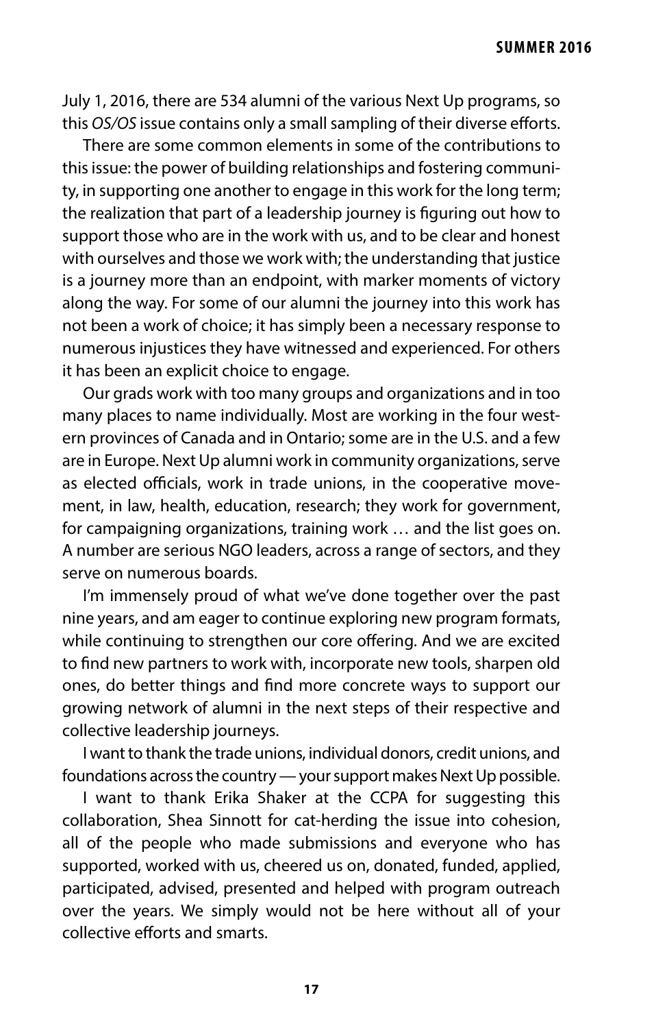July 1, 2016, there are 534 alumni of the various Next Up programs, so this *OS/OS* issue contains only a small sampling of their diverse efforts.

There are some common elements in some of the contributions to this issue: the power of building relationships and fostering community, in supporting one another to engage in this work for the long term; the realization that part of a leadership journey is figuring out how to support those who are in the work with us, and to be clear and honest with ourselves and those we work with; the understanding that justice is a journey more than an endpoint, with marker moments of victory along the way. For some of our alumni the journey into this work has not been a work of choice; it has simply been a necessary response to numerous injustices they have witnessed and experienced. For others it has been an explicit choice to engage.

Our grads work with too many groups and organizations and in too many places to name individually. Most are working in the four western provinces of Canada and in Ontario; some are in the U.S. and a few are in Europe. Next Up alumni work in community organizations, serve as elected officials, work in trade unions, in the cooperative movement, in law, health, education, research; they work for government, for campaigning organizations, training work … and the list goes on. A number are serious NGO leaders, across a range of sectors, and they serve on numerous boards.

I'm immensely proud of what we've done together over the past nine years, and am eager to continue exploring new program formats, while continuing to strengthen our core offering. And we are excited to find new partners to work with, incorporate new tools, sharpen old ones, do better things and find more concrete ways to support our growing network of alumni in the next steps of their respective and collective leadership journeys.

I want to thank the trade unions, individual donors, credit unions, and foundations across the country — your support makes Next Up possible.

I want to thank Erika Shaker at the CCPA for suggesting this collaboration, Shea Sinnott for cat-herding the issue into cohesion, all of the people who made submissions and everyone who has supported, worked with us, cheered us on, donated, funded, applied, participated, advised, presented and helped with program outreach over the years. We simply would not be here without all of your collective efforts and smarts.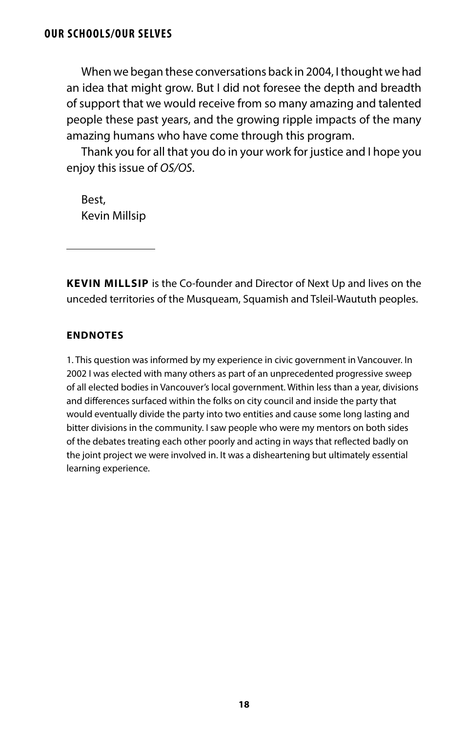When we began these conversations back in 2004, I thought we had an idea that might grow. But I did not foresee the depth and breadth of support that we would receive from so many amazing and talented people these past years, and the growing ripple impacts of the many amazing humans who have come through this program.

Thank you for all that you do in your work for justice and I hope you enjoy this issue of *OS/OS*.

Best,
Kevin Millsip

---

**KEVIN MILLSIP** is the Co-founder and Director of Next Up and lives on the unceded territories of the Musqueam, Squamish and Tsleil-Waututh peoples.

#### ENDNOTES

1. This question was informed by my experience in civic government in Vancouver. In 2002 I was elected with many others as part of an unprecedented progressive sweep of all elected bodies in Vancouver's local government. Within less than a year, divisions and differences surfaced within the folks on city council and inside the party that would eventually divide the party into two entities and cause some long lasting and bitter divisions in the community. I saw people who were my mentors on both sides of the debates treating each other poorly and acting in ways that reflected badly on the joint project we were involved in. It was a disheartening but ultimately essential learning experience.